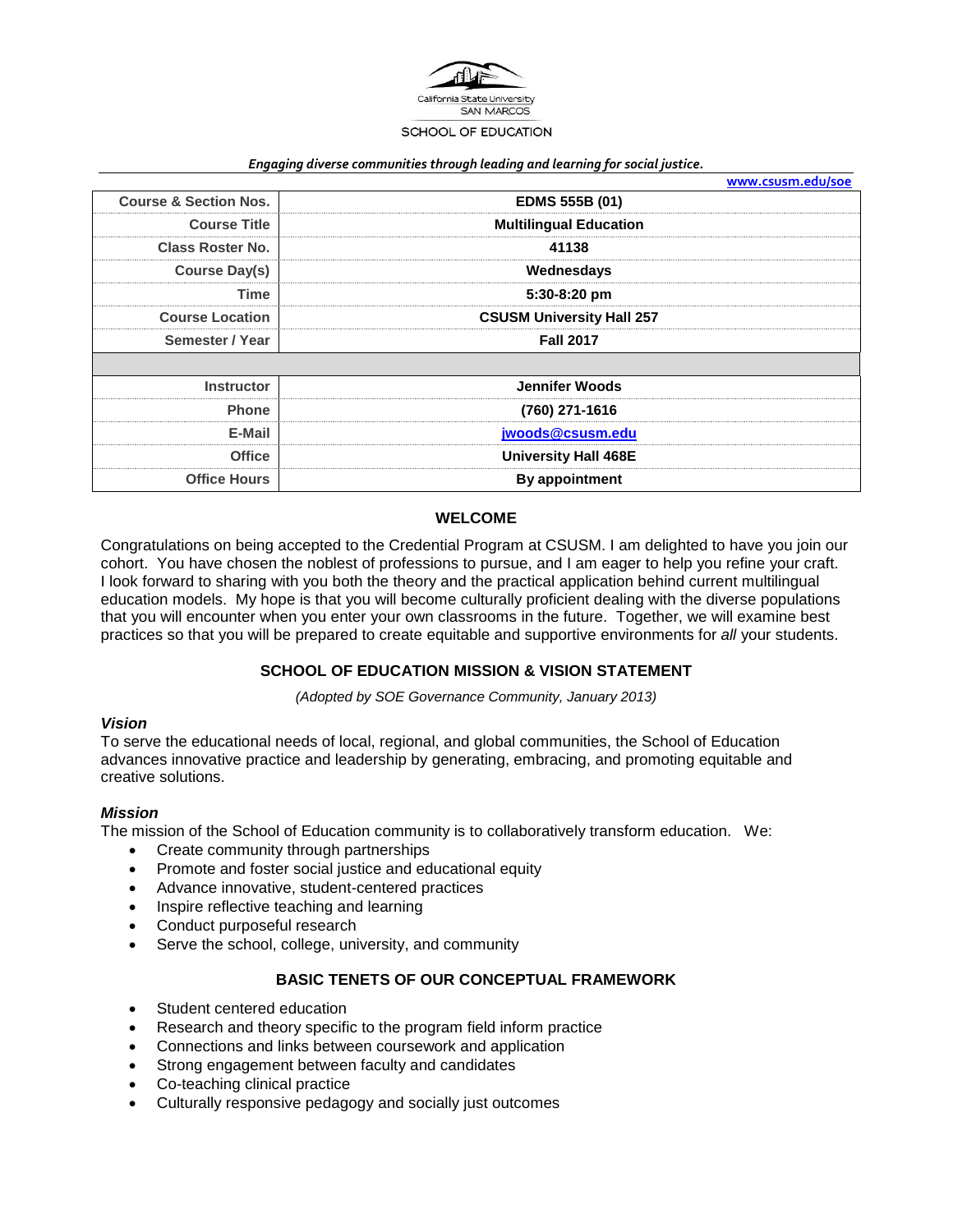California State University SAN MARCOS

SCHOOL OF EDUCATION

*Engaging diverse communities through leading and learning for social justice.*

www.csusm.edu/soe

| | |
|---|---|
| **Course & Section Nos.** | **EDMS 555B (01)** |
| **Course Title** | **Multilingual Education** |
| **Class Roster No.** | **41138** |
| **Course Day(s)** | **Wednesdays** |
| **Time** | **5:30-8:20 pm** |
| **Course Location** | **CSUSM University Hall 257** |
| **Semester / Year** | **Fall 2017** |
| | |
| **Instructor** | **Jennifer Woods** |
| **Phone** | **(760) 271-1616** |
| **E-Mail** | **jwoods@csusm.edu** |
| **Office** | **University Hall 468E** |
| **Office Hours** | **By appointment** |

## WELCOME

Congratulations on being accepted to the Credential Program at CSUSM. I am delighted to have you join our cohort. You have chosen the noblest of professions to pursue, and I am eager to help you refine your craft. I look forward to sharing with you both the theory and the practical application behind current multilingual education models. My hope is that you will become culturally proficient dealing with the diverse populations that you will encounter when you enter your own classrooms in the future. Together, we will examine best practices so that you will be prepared to create equitable and supportive environments for *all* your students.

## SCHOOL OF EDUCATION MISSION & VISION STATEMENT

*(Adopted by SOE Governance Community, January 2013)*

### *Vision*

To serve the educational needs of local, regional, and global communities, the School of Education advances innovative practice and leadership by generating, embracing, and promoting equitable and creative solutions.

### *Mission*

The mission of the School of Education community is to collaboratively transform education. We:

- Create community through partnerships
- Promote and foster social justice and educational equity
- Advance innovative, student-centered practices
- Inspire reflective teaching and learning
- Conduct purposeful research
- Serve the school, college, university, and community

## BASIC TENETS OF OUR CONCEPTUAL FRAMEWORK

- Student centered education
- Research and theory specific to the program field inform practice
- Connections and links between coursework and application
- Strong engagement between faculty and candidates
- Co-teaching clinical practice
- Culturally responsive pedagogy and socially just outcomes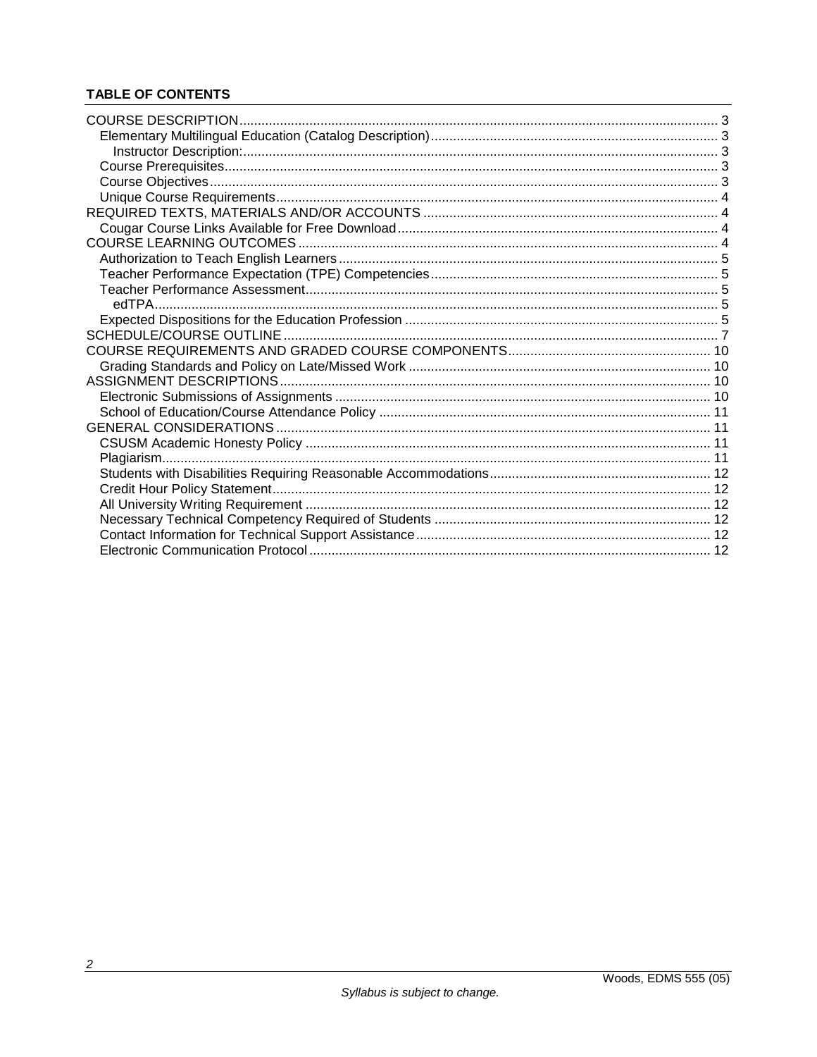**TABLE OF CONTENTS**

- COURSE DESCRIPTION ..... 3
  - Elementary Multilingual Education (Catalog Description) ..... 3
    - Instructor Description: ..... 3
  - Course Prerequisites ..... 3
  - Course Objectives ..... 3
  - Unique Course Requirements ..... 4
- REQUIRED TEXTS, MATERIALS AND/OR ACCOUNTS ..... 4
  - Cougar Course Links Available for Free Download ..... 4
- COURSE LEARNING OUTCOMES ..... 4
  - Authorization to Teach English Learners ..... 5
  - Teacher Performance Expectation (TPE) Competencies ..... 5
  - Teacher Performance Assessment ..... 5
    - edTPA ..... 5
  - Expected Dispositions for the Education Profession ..... 5
- SCHEDULE/COURSE OUTLINE ..... 7
- COURSE REQUIREMENTS AND GRADED COURSE COMPONENTS ..... 10
  - Grading Standards and Policy on Late/Missed Work ..... 10
- ASSIGNMENT DESCRIPTIONS ..... 10
  - Electronic Submissions of Assignments ..... 10
  - School of Education/Course Attendance Policy ..... 11
- GENERAL CONSIDERATIONS ..... 11
  - CSUSM Academic Honesty Policy ..... 11
  - Plagiarism ..... 11
  - Students with Disabilities Requiring Reasonable Accommodations ..... 12
  - Credit Hour Policy Statement ..... 12
  - All University Writing Requirement ..... 12
  - Necessary Technical Competency Required of Students ..... 12
  - Contact Information for Technical Support Assistance ..... 12
  - Electronic Communication Protocol ..... 12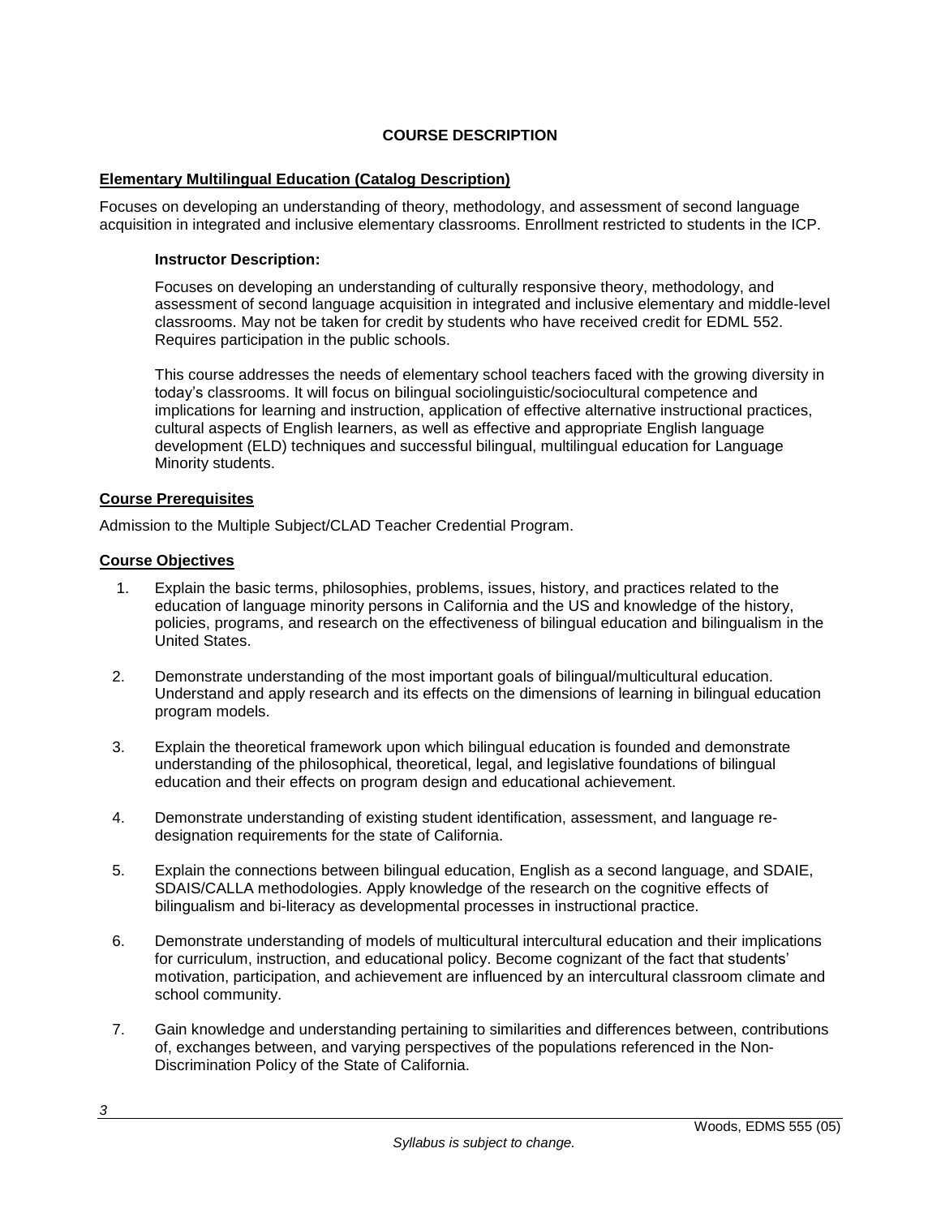## COURSE DESCRIPTION

### Elementary Multilingual Education (Catalog Description)

Focuses on developing an understanding of theory, methodology, and assessment of second language acquisition in integrated and inclusive elementary classrooms. Enrollment restricted to students in the ICP.

**Instructor Description:**

Focuses on developing an understanding of culturally responsive theory, methodology, and assessment of second language acquisition in integrated and inclusive elementary and middle-level classrooms. May not be taken for credit by students who have received credit for EDML 552. Requires participation in the public schools.

This course addresses the needs of elementary school teachers faced with the growing diversity in today's classrooms. It will focus on bilingual sociolinguistic/sociocultural competence and implications for learning and instruction, application of effective alternative instructional practices, cultural aspects of English learners, as well as effective and appropriate English language development (ELD) techniques and successful bilingual, multilingual education for Language Minority students.

### Course Prerequisites

Admission to the Multiple Subject/CLAD Teacher Credential Program.

### Course Objectives

1. Explain the basic terms, philosophies, problems, issues, history, and practices related to the education of language minority persons in California and the US and knowledge of the history, policies, programs, and research on the effectiveness of bilingual education and bilingualism in the United States.
2. Demonstrate understanding of the most important goals of bilingual/multicultural education. Understand and apply research and its effects on the dimensions of learning in bilingual education program models.
3. Explain the theoretical framework upon which bilingual education is founded and demonstrate understanding of the philosophical, theoretical, legal, and legislative foundations of bilingual education and their effects on program design and educational achievement.
4. Demonstrate understanding of existing student identification, assessment, and language re-designation requirements for the state of California.
5. Explain the connections between bilingual education, English as a second language, and SDAIE, SDAIS/CALLA methodologies. Apply knowledge of the research on the cognitive effects of bilingualism and bi-literacy as developmental processes in instructional practice.
6. Demonstrate understanding of models of multicultural intercultural education and their implications for curriculum, instruction, and educational policy. Become cognizant of the fact that students' motivation, participation, and achievement are influenced by an intercultural classroom climate and school community.
7. Gain knowledge and understanding pertaining to similarities and differences between, contributions of, exchanges between, and varying perspectives of the populations referenced in the Non-Discrimination Policy of the State of California.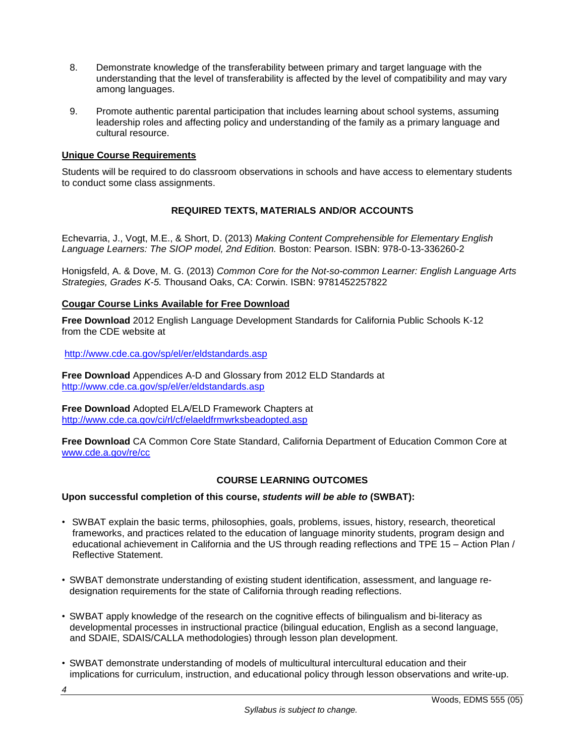8. Demonstrate knowledge of the transferability between primary and target language with the understanding that the level of transferability is affected by the level of compatibility and may vary among languages.

9. Promote authentic parental participation that includes learning about school systems, assuming leadership roles and affecting policy and understanding of the family as a primary language and cultural resource.

**Unique Course Requirements**

Students will be required to do classroom observations in schools and have access to elementary students to conduct some class assignments.

## REQUIRED TEXTS, MATERIALS AND/OR ACCOUNTS

Echevarria, J., Vogt, M.E., & Short, D. (2013) *Making Content Comprehensible for Elementary English Language Learners: The SIOP model, 2nd Edition.* Boston: Pearson. ISBN: 978-0-13-336260-2

Honigsfeld, A. & Dove, M. G. (2013) *Common Core for the Not-so-common Learner: English Language Arts Strategies, Grades K-5.* Thousand Oaks, CA: Corwin. ISBN: 9781452257822

**Cougar Course Links Available for Free Download**

**Free Download** 2012 English Language Development Standards for California Public Schools K-12 from the CDE website at

http://www.cde.ca.gov/sp/el/er/eldstandards.asp

**Free Download** Appendices A-D and Glossary from 2012 ELD Standards at http://www.cde.ca.gov/sp/el/er/eldstandards.asp

**Free Download** Adopted ELA/ELD Framework Chapters at http://www.cde.ca.gov/ci/rl/cf/elaeldfrmwrksbeadopted.asp

**Free Download** CA Common Core State Standard, California Department of Education Common Core at www.cde.a.gov/re/cc

## COURSE LEARNING OUTCOMES

**Upon successful completion of this course, *students will be able to* (SWBAT):**

- SWBAT explain the basic terms, philosophies, goals, problems, issues, history, research, theoretical frameworks, and practices related to the education of language minority students, program design and educational achievement in California and the US through reading reflections and TPE 15 – Action Plan / Reflective Statement.
- SWBAT demonstrate understanding of existing student identification, assessment, and language re-designation requirements for the state of California through reading reflections.
- SWBAT apply knowledge of the research on the cognitive effects of bilingualism and bi-literacy as developmental processes in instructional practice (bilingual education, English as a second language, and SDAIE, SDAIS/CALLA methodologies) through lesson plan development.
- SWBAT demonstrate understanding of models of multicultural intercultural education and their implications for curriculum, instruction, and educational policy through lesson observations and write-up.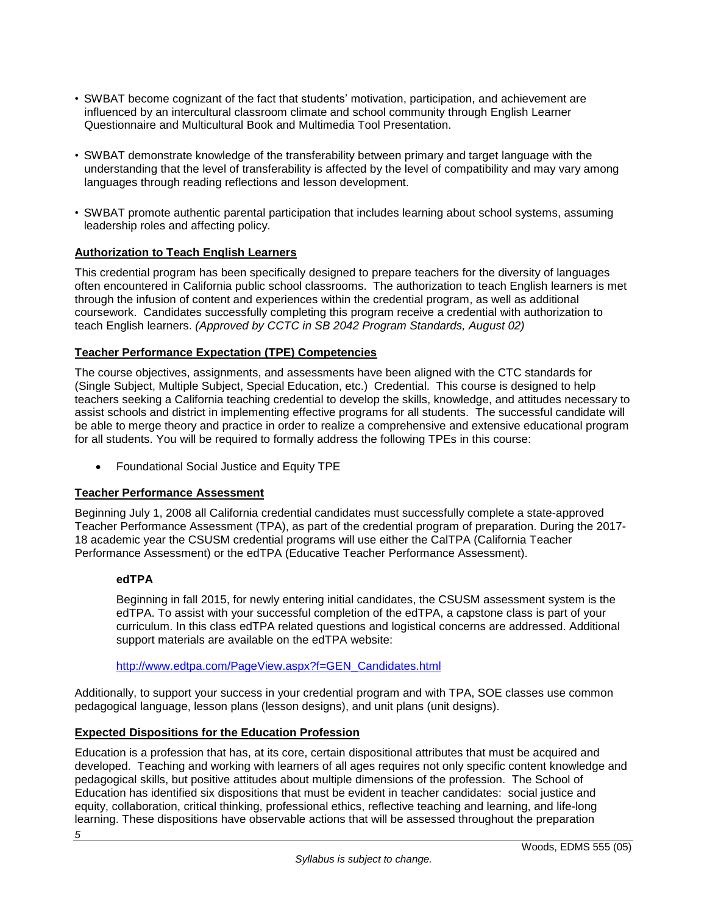- SWBAT become cognizant of the fact that students' motivation, participation, and achievement are influenced by an intercultural classroom climate and school community through English Learner Questionnaire and Multicultural Book and Multimedia Tool Presentation.

- SWBAT demonstrate knowledge of the transferability between primary and target language with the understanding that the level of transferability is affected by the level of compatibility and may vary among languages through reading reflections and lesson development.

- SWBAT promote authentic parental participation that includes learning about school systems, assuming leadership roles and affecting policy.

## Authorization to Teach English Learners

This credential program has been specifically designed to prepare teachers for the diversity of languages often encountered in California public school classrooms. The authorization to teach English learners is met through the infusion of content and experiences within the credential program, as well as additional coursework. Candidates successfully completing this program receive a credential with authorization to teach English learners. *(Approved by CCTC in SB 2042 Program Standards, August 02)*

## Teacher Performance Expectation (TPE) Competencies

The course objectives, assignments, and assessments have been aligned with the CTC standards for (Single Subject, Multiple Subject, Special Education, etc.) Credential. This course is designed to help teachers seeking a California teaching credential to develop the skills, knowledge, and attitudes necessary to assist schools and district in implementing effective programs for all students. The successful candidate will be able to merge theory and practice in order to realize a comprehensive and extensive educational program for all students. You will be required to formally address the following TPEs in this course:

- Foundational Social Justice and Equity TPE

## Teacher Performance Assessment

Beginning July 1, 2008 all California credential candidates must successfully complete a state-approved Teacher Performance Assessment (TPA), as part of the credential program of preparation. During the 2017-18 academic year the CSUSM credential programs will use either the CalTPA (California Teacher Performance Assessment) or the edTPA (Educative Teacher Performance Assessment).

### edTPA

Beginning in fall 2015, for newly entering initial candidates, the CSUSM assessment system is the edTPA. To assist with your successful completion of the edTPA, a capstone class is part of your curriculum. In this class edTPA related questions and logistical concerns are addressed. Additional support materials are available on the edTPA website:

http://www.edtpa.com/PageView.aspx?f=GEN_Candidates.html

Additionally, to support your success in your credential program and with TPA, SOE classes use common pedagogical language, lesson plans (lesson designs), and unit plans (unit designs).

## Expected Dispositions for the Education Profession

Education is a profession that has, at its core, certain dispositional attributes that must be acquired and developed. Teaching and working with learners of all ages requires not only specific content knowledge and pedagogical skills, but positive attitudes about multiple dimensions of the profession. The School of Education has identified six dispositions that must be evident in teacher candidates: social justice and equity, collaboration, critical thinking, professional ethics, reflective teaching and learning, and life-long learning. These dispositions have observable actions that will be assessed throughout the preparation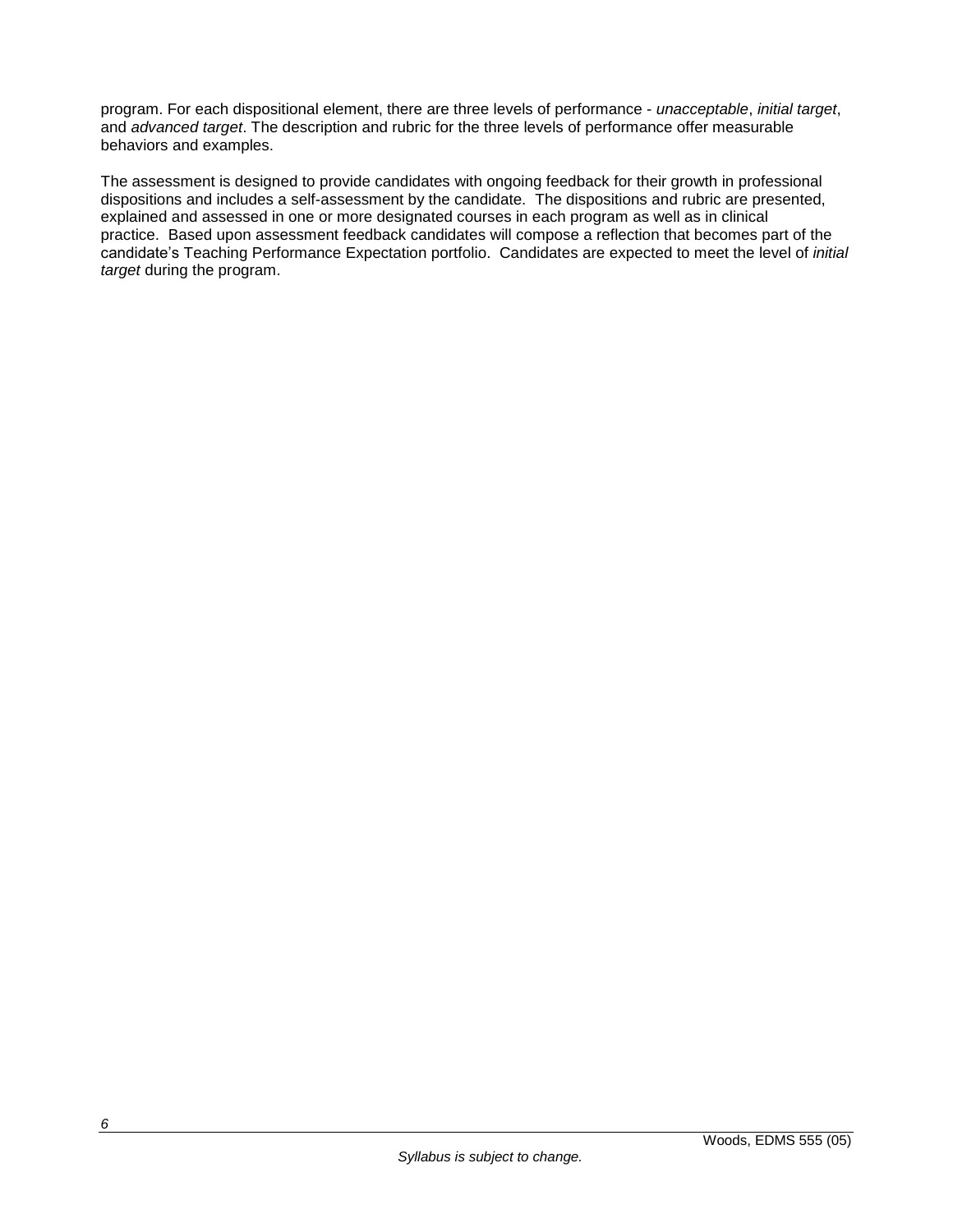program. For each dispositional element, there are three levels of performance - *unacceptable*, *initial target*, and *advanced target*. The description and rubric for the three levels of performance offer measurable behaviors and examples.

The assessment is designed to provide candidates with ongoing feedback for their growth in professional dispositions and includes a self-assessment by the candidate. The dispositions and rubric are presented, explained and assessed in one or more designated courses in each program as well as in clinical practice. Based upon assessment feedback candidates will compose a reflection that becomes part of the candidate's Teaching Performance Expectation portfolio. Candidates are expected to meet the level of *initial target* during the program.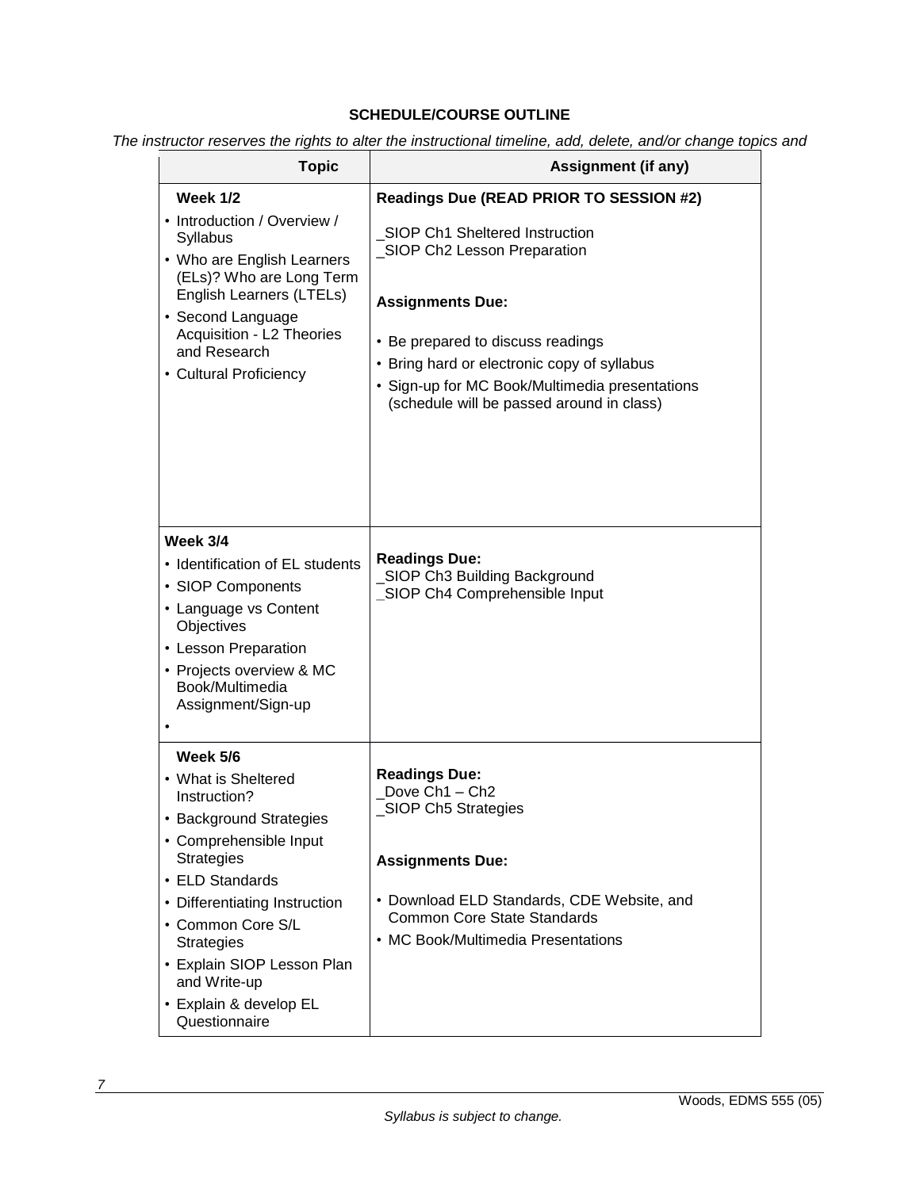**SCHEDULE/COURSE OUTLINE**

*The instructor reserves the rights to alter the instructional timeline, add, delete, and/or change topics and*

| Topic | Assignment (if any) |
|---|---|
| **Week 1/2**<br>• Introduction / Overview / Syllabus<br>• Who are English Learners (ELs)? Who are Long Term English Learners (LTELs)<br>• Second Language Acquisition - L2 Theories and Research<br>• Cultural Proficiency | **Readings Due (READ PRIOR TO SESSION #2)**<br>_SIOP Ch1 Sheltered Instruction<br>_SIOP Ch2 Lesson Preparation<br><br>**Assignments Due:**<br>• Be prepared to discuss readings<br>• Bring hard or electronic copy of syllabus<br>• Sign-up for MC Book/Multimedia presentations (schedule will be passed around in class) |
| **Week 3/4**<br>• Identification of EL students<br>• SIOP Components<br>• Language vs Content Objectives<br>• Lesson Preparation<br>• Projects overview & MC Book/Multimedia Assignment/Sign-up<br>• | **Readings Due:**<br>_SIOP Ch3 Building Background<br>_SIOP Ch4 Comprehensible Input |
| **Week 5/6**<br>• What is Sheltered Instruction?<br>• Background Strategies<br>• Comprehensible Input Strategies<br>• ELD Standards<br>• Differentiating Instruction<br>• Common Core S/L Strategies<br>• Explain SIOP Lesson Plan and Write-up<br>• Explain & develop EL Questionnaire | **Readings Due:**<br>_Dove Ch1 – Ch2<br>_SIOP Ch5 Strategies<br><br>**Assignments Due:**<br>• Download ELD Standards, CDE Website, and Common Core State Standards<br>• MC Book/Multimedia Presentations |

*Syllabus is subject to change.*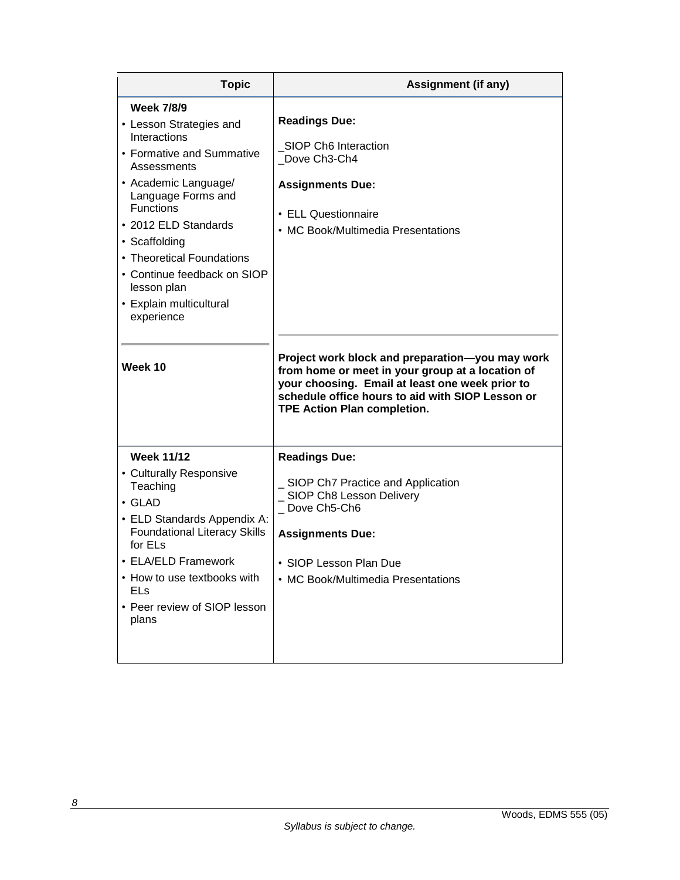| Topic | Assignment (if any) |
| --- | --- |
| **Week 7/8/9**<br>• Lesson Strategies and Interactions<br>• Formative and Summative Assessments<br>• Academic Language/ Language Forms and Functions<br>• 2012 ELD Standards<br>• Scaffolding<br>• Theoretical Foundations<br>• Continue feedback on SIOP lesson plan<br>• Explain multicultural experience | **Readings Due:**<br>_SIOP Ch6 Interaction<br>_Dove Ch3-Ch4<br>**Assignments Due:**<br>• ELL Questionnaire<br>• MC Book/Multimedia Presentations |
| **Week 10** | **Project work block and preparation—you may work from home or meet in your group at a location of your choosing. Email at least one week prior to schedule office hours to aid with SIOP Lesson or TPE Action Plan completion.** |
| **Week 11/12**<br>• Culturally Responsive Teaching<br>• GLAD<br>• ELD Standards Appendix A: Foundational Literacy Skills for ELs<br>• ELA/ELD Framework<br>• How to use textbooks with ELs<br>• Peer review of SIOP lesson plans | **Readings Due:**<br>_ SIOP Ch7 Practice and Application<br>_ SIOP Ch8 Lesson Delivery<br>_ Dove Ch5-Ch6<br>**Assignments Due:**<br>• SIOP Lesson Plan Due<br>• MC Book/Multimedia Presentations |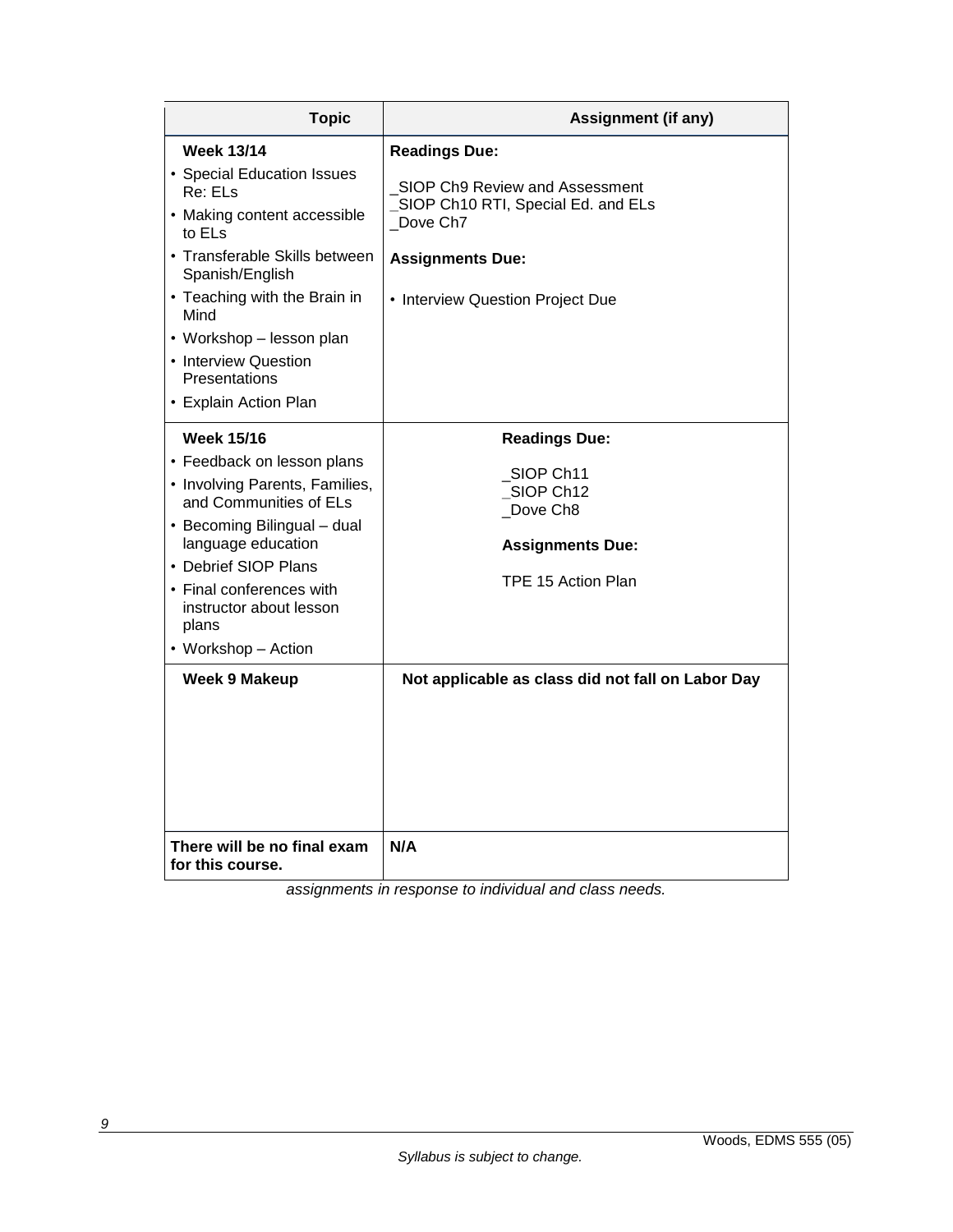| Topic | Assignment (if any) |
|---|---|
| **Week 13/14**<br>• Special Education Issues Re: ELs<br>• Making content accessible to ELs<br>• Transferable Skills between Spanish/English<br>• Teaching with the Brain in Mind<br>• Workshop – lesson plan<br>• Interview Question Presentations<br>• Explain Action Plan | **Readings Due:**<br>_SIOP Ch9 Review and Assessment<br>_SIOP Ch10 RTI, Special Ed. and ELs<br>_Dove Ch7<br>**Assignments Due:**<br>• Interview Question Project Due |
| **Week 15/16**<br>• Feedback on lesson plans<br>• Involving Parents, Families, and Communities of ELs<br>• Becoming Bilingual – dual language education<br>• Debrief SIOP Plans<br>• Final conferences with instructor about lesson plans<br>• Workshop – Action | **Readings Due:**<br>_SIOP Ch11<br>_SIOP Ch12<br>_Dove Ch8<br>**Assignments Due:**<br>TPE 15 Action Plan |
| **Week 9 Makeup** | **Not applicable as class did not fall on Labor Day** |
| **There will be no final exam for this course.** | **N/A** |

*assignments in response to individual and class needs.*

*Syllabus is subject to change.*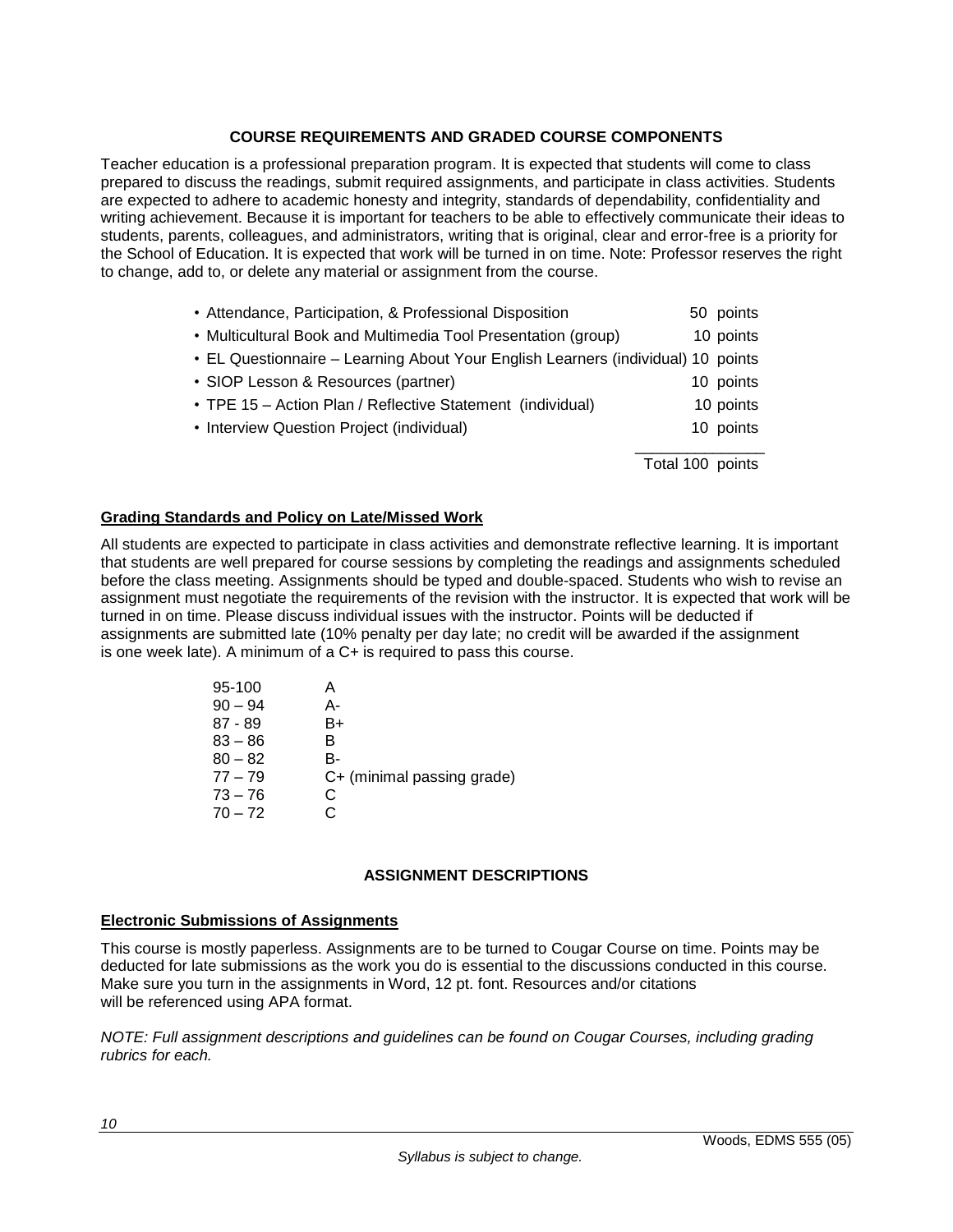## COURSE REQUIREMENTS AND GRADED COURSE COMPONENTS

Teacher education is a professional preparation program. It is expected that students will come to class prepared to discuss the readings, submit required assignments, and participate in class activities. Students are expected to adhere to academic honesty and integrity, standards of dependability, confidentiality and writing achievement. Because it is important for teachers to be able to effectively communicate their ideas to students, parents, colleagues, and administrators, writing that is original, clear and error-free is a priority for the School of Education. It is expected that work will be turned in on time. Note: Professor reserves the right to change, add to, or delete any material or assignment from the course.

| Component | Points |
|---|---|
| • Attendance, Participation, & Professional Disposition | 50 points |
| • Multicultural Book and Multimedia Tool Presentation (group) | 10 points |
| • EL Questionnaire – Learning About Your English Learners (individual) | 10 points |
| • SIOP Lesson & Resources (partner) | 10 points |
| • TPE 15 – Action Plan / Reflective Statement (individual) | 10 points |
| • Interview Question Project (individual) | 10 points |
| | Total 100 points |

### Grading Standards and Policy on Late/Missed Work

All students are expected to participate in class activities and demonstrate reflective learning. It is important that students are well prepared for course sessions by completing the readings and assignments scheduled before the class meeting. Assignments should be typed and double-spaced. Students who wish to revise an assignment must negotiate the requirements of the revision with the instructor. It is expected that work will be turned in on time. Please discuss individual issues with the instructor. Points will be deducted if assignments are submitted late (10% penalty per day late; no credit will be awarded if the assignment is one week late). A minimum of a C+ is required to pass this course.

| Range | Grade |
|---|---|
| 95-100 | A |
| 90 – 94 | A- |
| 87 - 89 | B+ |
| 83 – 86 | B |
| 80 – 82 | B- |
| 77 – 79 | C+ (minimal passing grade) |
| 73 – 76 | C |
| 70 – 72 | C |

## ASSIGNMENT DESCRIPTIONS

### Electronic Submissions of Assignments

This course is mostly paperless. Assignments are to be turned to Cougar Course on time. Points may be deducted for late submissions as the work you do is essential to the discussions conducted in this course. Make sure you turn in the assignments in Word, 12 pt. font. Resources and/or citations will be referenced using APA format.

*NOTE: Full assignment descriptions and guidelines can be found on Cougar Courses, including grading rubrics for each.*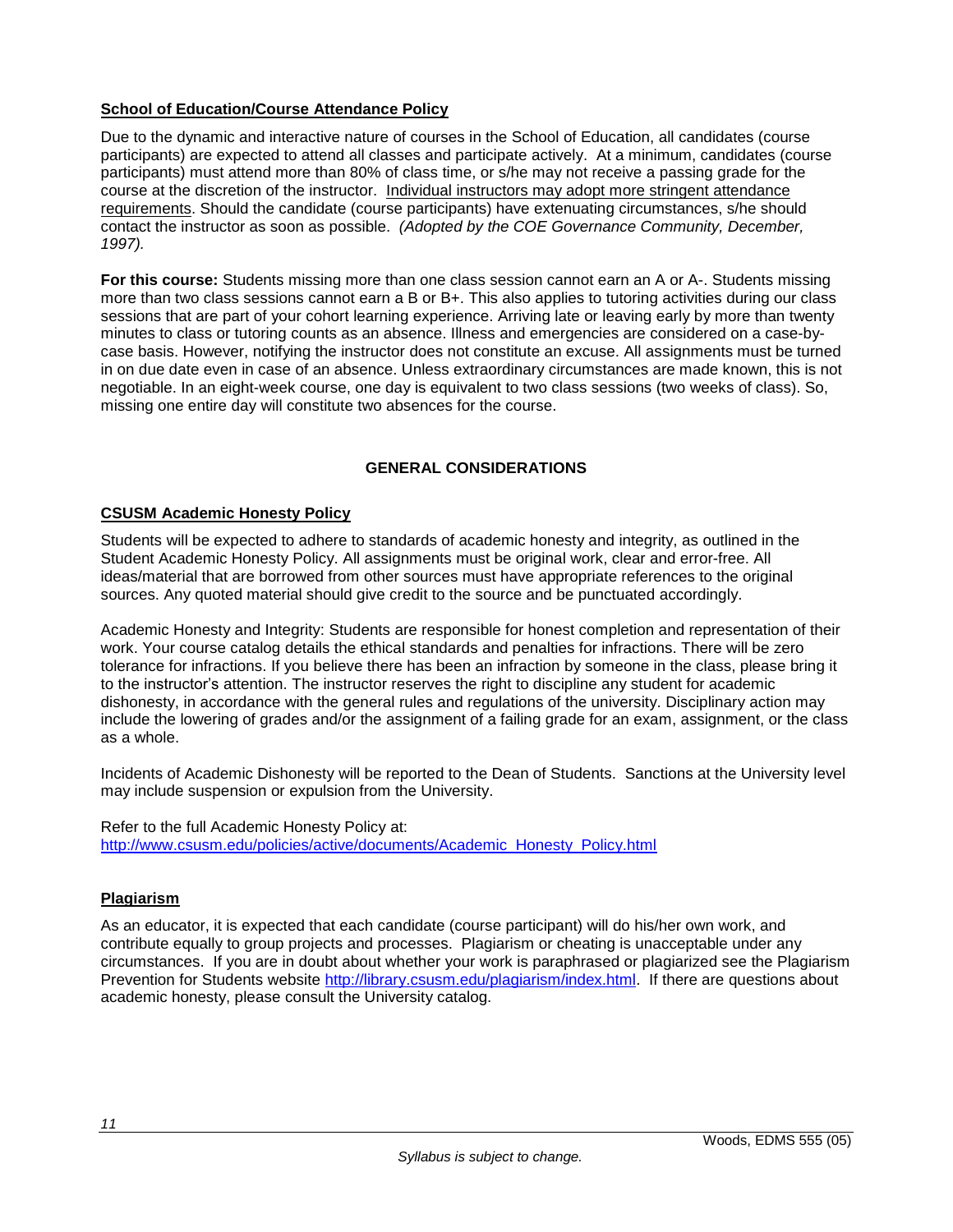## School of Education/Course Attendance Policy

Due to the dynamic and interactive nature of courses in the School of Education, all candidates (course participants) are expected to attend all classes and participate actively. At a minimum, candidates (course participants) must attend more than 80% of class time, or s/he may not receive a passing grade for the course at the discretion of the instructor. Individual instructors may adopt more stringent attendance requirements. Should the candidate (course participants) have extenuating circumstances, s/he should contact the instructor as soon as possible. *(Adopted by the COE Governance Community, December, 1997).*

**For this course:** Students missing more than one class session cannot earn an A or A-. Students missing more than two class sessions cannot earn a B or B+. This also applies to tutoring activities during our class sessions that are part of your cohort learning experience. Arriving late or leaving early by more than twenty minutes to class or tutoring counts as an absence. Illness and emergencies are considered on a case-by-case basis. However, notifying the instructor does not constitute an excuse. All assignments must be turned in on due date even in case of an absence. Unless extraordinary circumstances are made known, this is not negotiable. In an eight-week course, one day is equivalent to two class sessions (two weeks of class). So, missing one entire day will constitute two absences for the course.

# GENERAL CONSIDERATIONS

## CSUSM Academic Honesty Policy

Students will be expected to adhere to standards of academic honesty and integrity, as outlined in the Student Academic Honesty Policy. All assignments must be original work, clear and error-free. All ideas/material that are borrowed from other sources must have appropriate references to the original sources. Any quoted material should give credit to the source and be punctuated accordingly.

Academic Honesty and Integrity: Students are responsible for honest completion and representation of their work. Your course catalog details the ethical standards and penalties for infractions. There will be zero tolerance for infractions. If you believe there has been an infraction by someone in the class, please bring it to the instructor's attention. The instructor reserves the right to discipline any student for academic dishonesty, in accordance with the general rules and regulations of the university. Disciplinary action may include the lowering of grades and/or the assignment of a failing grade for an exam, assignment, or the class as a whole.

Incidents of Academic Dishonesty will be reported to the Dean of Students. Sanctions at the University level may include suspension or expulsion from the University.

Refer to the full Academic Honesty Policy at:
http://www.csusm.edu/policies/active/documents/Academic_Honesty_Policy.html

## Plagiarism

As an educator, it is expected that each candidate (course participant) will do his/her own work, and contribute equally to group projects and processes. Plagiarism or cheating is unacceptable under any circumstances. If you are in doubt about whether your work is paraphrased or plagiarized see the Plagiarism Prevention for Students website http://library.csusm.edu/plagiarism/index.html. If there are questions about academic honesty, please consult the University catalog.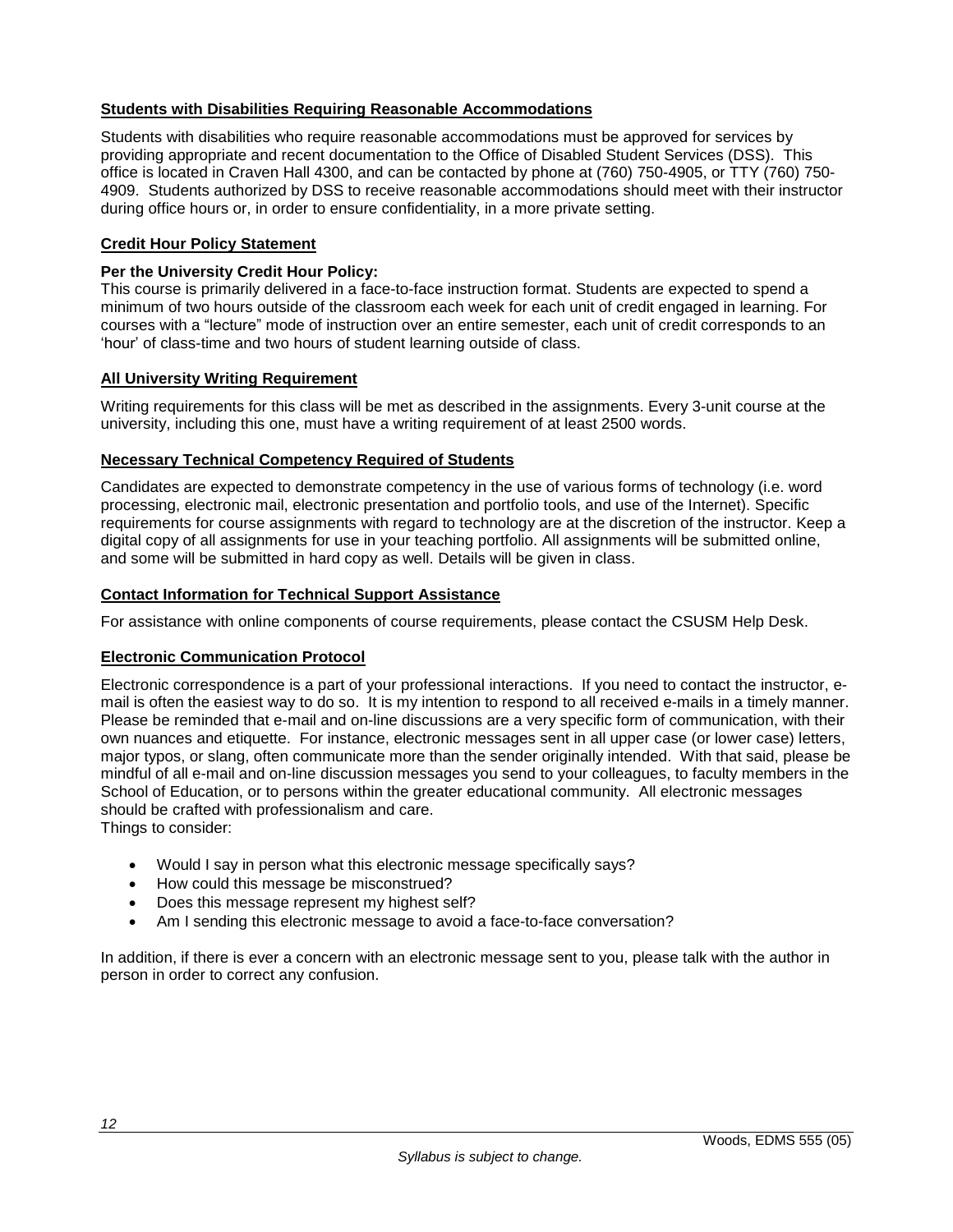**Students with Disabilities Requiring Reasonable Accommodations**

Students with disabilities who require reasonable accommodations must be approved for services by providing appropriate and recent documentation to the Office of Disabled Student Services (DSS). This office is located in Craven Hall 4300, and can be contacted by phone at (760) 750-4905, or TTY (760) 750-4909. Students authorized by DSS to receive reasonable accommodations should meet with their instructor during office hours or, in order to ensure confidentiality, in a more private setting.

**Credit Hour Policy Statement**

**Per the University Credit Hour Policy:**

This course is primarily delivered in a face-to-face instruction format. Students are expected to spend a minimum of two hours outside of the classroom each week for each unit of credit engaged in learning. For courses with a "lecture" mode of instruction over an entire semester, each unit of credit corresponds to an 'hour' of class-time and two hours of student learning outside of class.

**All University Writing Requirement**

Writing requirements for this class will be met as described in the assignments. Every 3-unit course at the university, including this one, must have a writing requirement of at least 2500 words.

**Necessary Technical Competency Required of Students**

Candidates are expected to demonstrate competency in the use of various forms of technology (i.e. word processing, electronic mail, electronic presentation and portfolio tools, and use of the Internet). Specific requirements for course assignments with regard to technology are at the discretion of the instructor. Keep a digital copy of all assignments for use in your teaching portfolio. All assignments will be submitted online, and some will be submitted in hard copy as well. Details will be given in class.

**Contact Information for Technical Support Assistance**

For assistance with online components of course requirements, please contact the CSUSM Help Desk.

**Electronic Communication Protocol**

Electronic correspondence is a part of your professional interactions. If you need to contact the instructor, e-mail is often the easiest way to do so. It is my intention to respond to all received e-mails in a timely manner. Please be reminded that e-mail and on-line discussions are a very specific form of communication, with their own nuances and etiquette. For instance, electronic messages sent in all upper case (or lower case) letters, major typos, or slang, often communicate more than the sender originally intended. With that said, please be mindful of all e-mail and on-line discussion messages you send to your colleagues, to faculty members in the School of Education, or to persons within the greater educational community. All electronic messages should be crafted with professionalism and care.
Things to consider:

- Would I say in person what this electronic message specifically says?
- How could this message be misconstrued?
- Does this message represent my highest self?
- Am I sending this electronic message to avoid a face-to-face conversation?

In addition, if there is ever a concern with an electronic message sent to you, please talk with the author in person in order to correct any confusion.